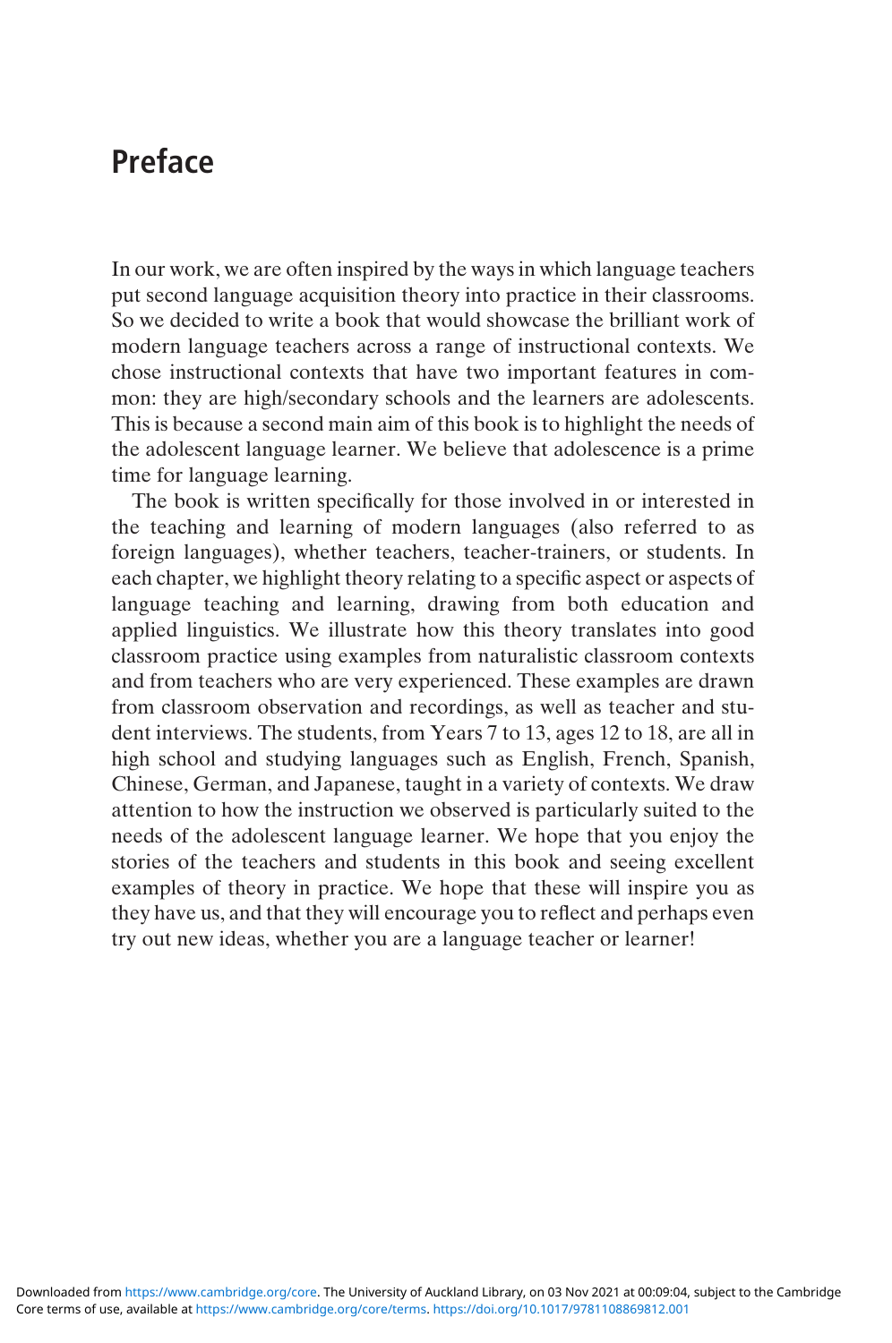# Preface

In our work, we are often inspired by the ways in which language teachers put second language acquisition theory into practice in their classrooms. So we decided to write a book that would showcase the brilliant work of modern language teachers across a range of instructional contexts. We chose instructional contexts that have two important features in common: they are high/secondary schools and the learners are adolescents. This is because a second main aim of this book is to highlight the needs of the adolescent language learner. We believe that adolescence is a prime time for language learning.

The book is written specifically for those involved in or interested in the teaching and learning of modern languages (also referred to as foreign languages), whether teachers, teacher-trainers, or students. In each chapter, we highlight theory relating to a specific aspect or aspects of language teaching and learning, drawing from both education and applied linguistics. We illustrate how this theory translates into good classroom practice using examples from naturalistic classroom contexts and from teachers who are very experienced. These examples are drawn from classroom observation and recordings, as well as teacher and student interviews. The students, from Years 7 to 13, ages 12 to 18, are all in high school and studying languages such as English, French, Spanish, Chinese, German, and Japanese, taught in a variety of contexts. We draw attention to how the instruction we observed is particularly suited to the needs of the adolescent language learner. We hope that you enjoy the stories of the teachers and students in this book and seeing excellent examples of theory in practice. We hope that these will inspire you as they have us, and that they will encourage you to reflect and perhaps even try out new ideas, whether you are a language teacher or learner!